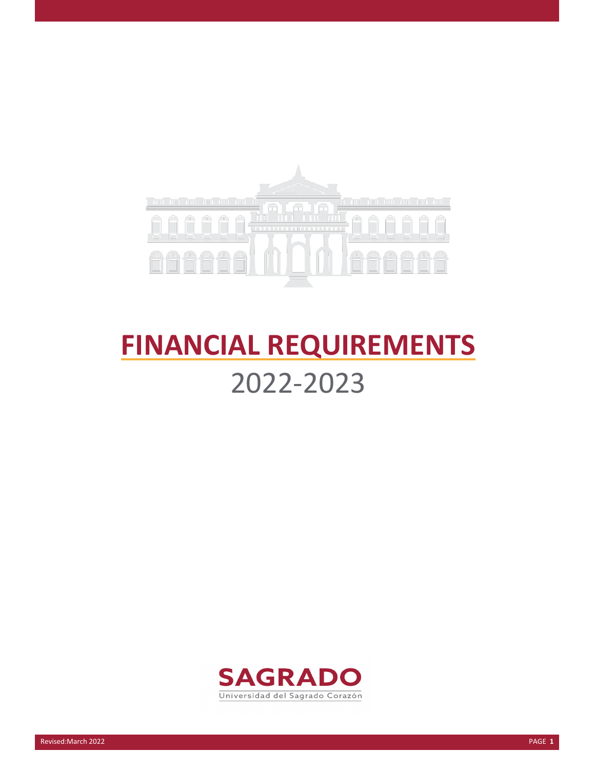# FINANCIAL REQUIREMENTS

2022-2023

SAGRADO

Universidad del Sagrado Corazón

Revised:March 2022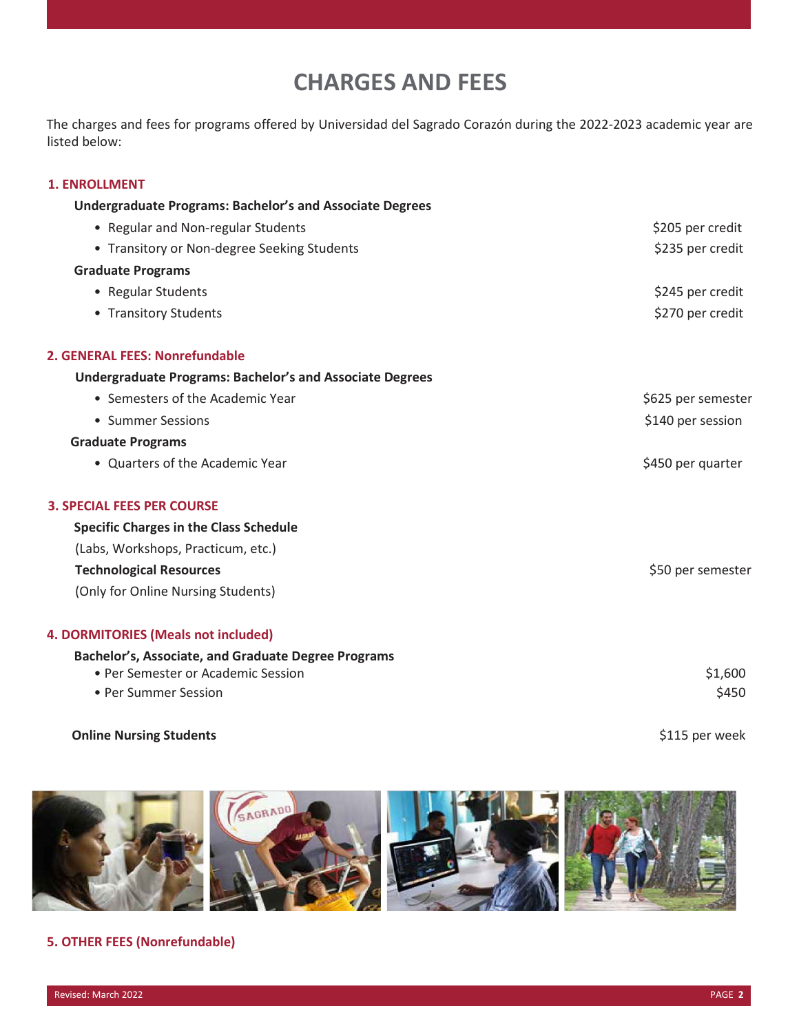# CHARGES AND FEES

The charges and fees for programs offered by Universidad del Sagrado Corazón during the 2022-2023 academic year are listed below:

## 1. ENROLLMENT

**Undergraduate Programs: Bachelor's and Associate Degrees**

- Regular and Non-regular Students — $205 per credit
- Transitory or Non-degree Seeking Students — $235 per credit

**Graduate Programs**

- Regular Students — $245 per credit
- Transitory Students — $270 per credit

## 2. GENERAL FEES: Nonrefundable

**Undergraduate Programs: Bachelor's and Associate Degrees**

- Semesters of the Academic Year — $625 per semester
- Summer Sessions — $140 per session

**Graduate Programs**

- Quarters of the Academic Year — $450 per quarter

## 3. SPECIAL FEES PER COURSE

**Specific Charges in the Class Schedule**

(Labs, Workshops, Practicum, etc.)

**Technological Resources** — $50 per semester

(Only for Online Nursing Students)

## 4. DORMITORIES (Meals not included)

**Bachelor's, Associate, and Graduate Degree Programs**

- Per Semester or Academic Session — $1,600
- Per Summer Session — $450

**Online Nursing Students** — $115 per week

## 5. OTHER FEES (Nonrefundable)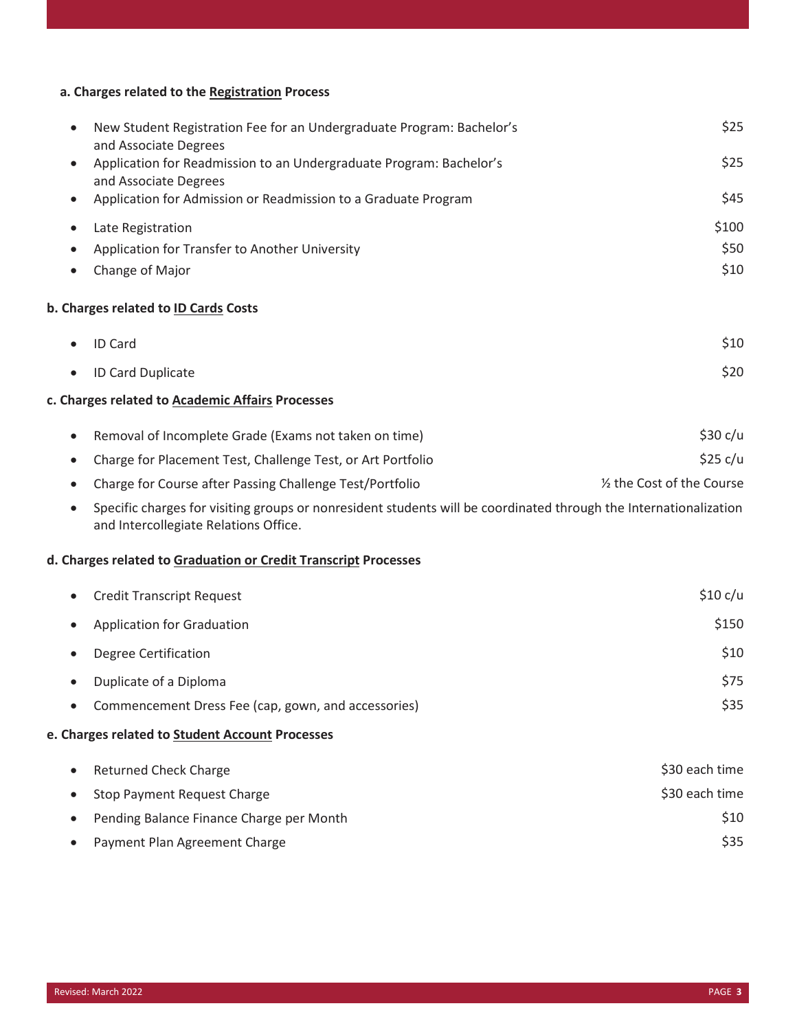**a. Charges related to the Registration Process**

| Item | Charge |
|---|---|
| New Student Registration Fee for an Undergraduate Program: Bachelor's and Associate Degrees | $25 |
| Application for Readmission to an Undergraduate Program: Bachelor's and Associate Degrees | $25 |
| Application for Admission or Readmission to a Graduate Program | $45 |
| Late Registration | $100 |
| Application for Transfer to Another University | $50 |
| Change of Major | $10 |

**b. Charges related to ID Cards Costs**

| Item | Charge |
|---|---|
| ID Card | $10 |
| ID Card Duplicate | $20 |

**c. Charges related to Academic Affairs Processes**

| Item | Charge |
|---|---|
| Removal of Incomplete Grade (Exams not taken on time) | $30 c/u |
| Charge for Placement Test, Challenge Test, or Art Portfolio | $25 c/u |
| Charge for Course after Passing Challenge Test/Portfolio | ½ the Cost of the Course |

- Specific charges for visiting groups or nonresident students will be coordinated through the Internationalization and Intercollegiate Relations Office.

**d. Charges related to Graduation or Credit Transcript Processes**

| Item | Charge |
|---|---|
| Credit Transcript Request | $10 c/u |
| Application for Graduation | $150 |
| Degree Certification | $10 |
| Duplicate of a Diploma | $75 |
| Commencement Dress Fee (cap, gown, and accessories) | $35 |

**e. Charges related to Student Account Processes**

| Item | Charge |
|---|---|
| Returned Check Charge | $30 each time |
| Stop Payment Request Charge | $30 each time |
| Pending Balance Finance Charge per Month | $10 |
| Payment Plan Agreement Charge | $35 |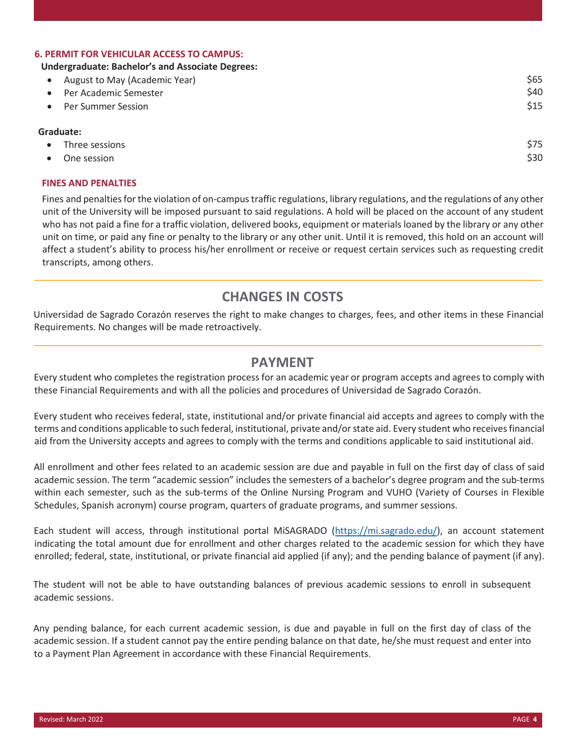### 6. PERMIT FOR VEHICULAR ACCESS TO CAMPUS:

**Undergraduate: Bachelor's and Associate Degrees:**

| | |
|---|---|
| August to May (Academic Year) | $65 |
| Per Academic Semester | $40 |
| Per Summer Session | $15 |

**Graduate:**

| | |
|---|---|
| Three sessions | $75 |
| One session | $30 |

### FINES AND PENALTIES

Fines and penalties for the violation of on-campus traffic regulations, library regulations, and the regulations of any other unit of the University will be imposed pursuant to said regulations. A hold will be placed on the account of any student who has not paid a fine for a traffic violation, delivered books, equipment or materials loaned by the library or any other unit on time, or paid any fine or penalty to the library or any other unit. Until it is removed, this hold on an account will affect a student's ability to process his/her enrollment or receive or request certain services such as requesting credit transcripts, among others.

## CHANGES IN COSTS

Universidad de Sagrado Corazón reserves the right to make changes to charges, fees, and other items in these Financial Requirements. No changes will be made retroactively.

## PAYMENT

Every student who completes the registration process for an academic year or program accepts and agrees to comply with these Financial Requirements and with all the policies and procedures of Universidad de Sagrado Corazón.

Every student who receives federal, state, institutional and/or private financial aid accepts and agrees to comply with the terms and conditions applicable to such federal, institutional, private and/or state aid. Every student who receives financial aid from the University accepts and agrees to comply with the terms and conditions applicable to said institutional aid.

All enrollment and other fees related to an academic session are due and payable in full on the first day of class of said academic session. The term "academic session" includes the semesters of a bachelor's degree program and the sub-terms within each semester, such as the sub-terms of the Online Nursing Program and VUHO (Variety of Courses in Flexible Schedules, Spanish acronym) course program, quarters of graduate programs, and summer sessions.

Each student will access, through institutional portal MiSAGRADO (https://mi.sagrado.edu/), an account statement indicating the total amount due for enrollment and other charges related to the academic session for which they have enrolled; federal, state, institutional, or private financial aid applied (if any); and the pending balance of payment (if any).

The student will not be able to have outstanding balances of previous academic sessions to enroll in subsequent academic sessions.

Any pending balance, for each current academic session, is due and payable in full on the first day of class of the academic session. If a student cannot pay the entire pending balance on that date, he/she must request and enter into to a Payment Plan Agreement in accordance with these Financial Requirements.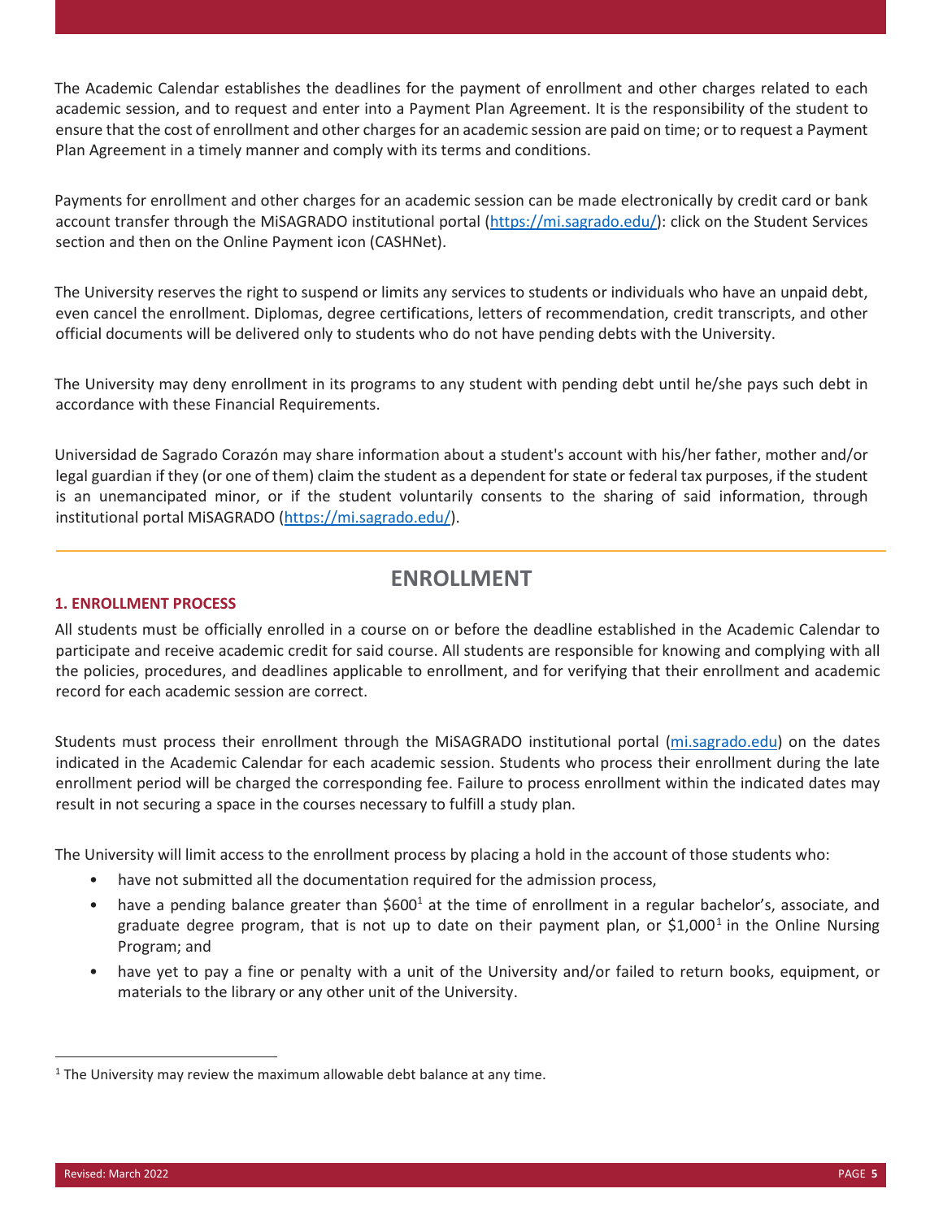The Academic Calendar establishes the deadlines for the payment of enrollment and other charges related to each academic session, and to request and enter into a Payment Plan Agreement. It is the responsibility of the student to ensure that the cost of enrollment and other charges for an academic session are paid on time; or to request a Payment Plan Agreement in a timely manner and comply with its terms and conditions.

Payments for enrollment and other charges for an academic session can be made electronically by credit card or bank account transfer through the MiSAGRADO institutional portal (https://mi.sagrado.edu/): click on the Student Services section and then on the Online Payment icon (CASHNet).

The University reserves the right to suspend or limits any services to students or individuals who have an unpaid debt, even cancel the enrollment. Diplomas, degree certifications, letters of recommendation, credit transcripts, and other official documents will be delivered only to students who do not have pending debts with the University.

The University may deny enrollment in its programs to any student with pending debt until he/she pays such debt in accordance with these Financial Requirements.

Universidad de Sagrado Corazón may share information about a student's account with his/her father, mother and/or legal guardian if they (or one of them) claim the student as a dependent for state or federal tax purposes, if the student is an unemancipated minor, or if the student voluntarily consents to the sharing of said information, through institutional portal MiSAGRADO (https://mi.sagrado.edu/).

## ENROLLMENT

### 1. ENROLLMENT PROCESS

All students must be officially enrolled in a course on or before the deadline established in the Academic Calendar to participate and receive academic credit for said course. All students are responsible for knowing and complying with all the policies, procedures, and deadlines applicable to enrollment, and for verifying that their enrollment and academic record for each academic session are correct.

Students must process their enrollment through the MiSAGRADO institutional portal (mi.sagrado.edu) on the dates indicated in the Academic Calendar for each academic session. Students who process their enrollment during the late enrollment period will be charged the corresponding fee. Failure to process enrollment within the indicated dates may result in not securing a space in the courses necessary to fulfill a study plan.

The University will limit access to the enrollment process by placing a hold in the account of those students who:

- have not submitted all the documentation required for the admission process,
- have a pending balance greater than $600[1] at the time of enrollment in a regular bachelor's, associate, and graduate degree program, that is not up to date on their payment plan, or $1,000[1] in the Online Nursing Program; and
- have yet to pay a fine or penalty with a unit of the University and/or failed to return books, equipment, or materials to the library or any other unit of the University.

[1] The University may review the maximum allowable debt balance at any time.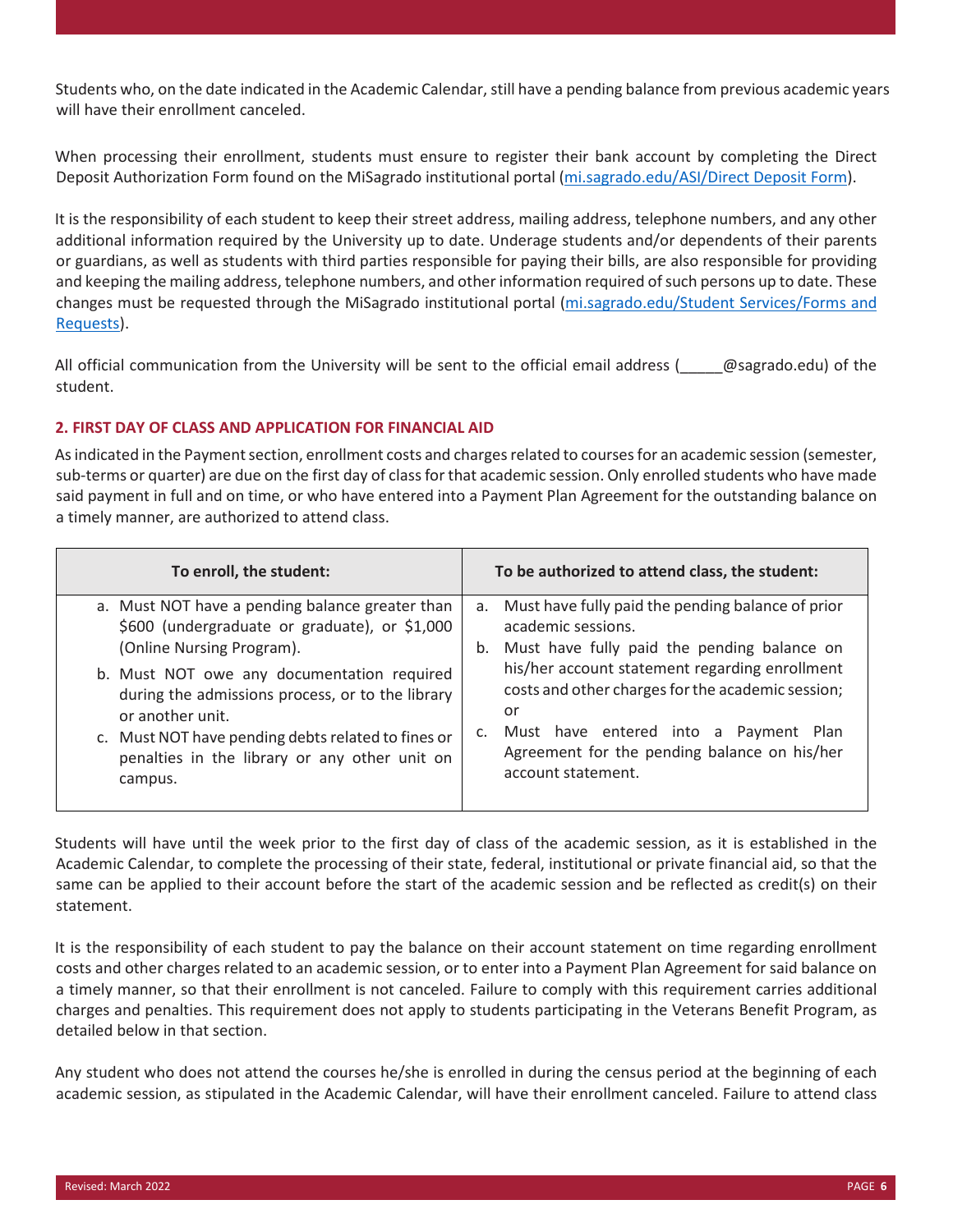Students who, on the date indicated in the Academic Calendar, still have a pending balance from previous academic years will have their enrollment canceled.

When processing their enrollment, students must ensure to register their bank account by completing the Direct Deposit Authorization Form found on the MiSagrado institutional portal (mi.sagrado.edu/ASI/Direct Deposit Form).

It is the responsibility of each student to keep their street address, mailing address, telephone numbers, and any other additional information required by the University up to date. Underage students and/or dependents of their parents or guardians, as well as students with third parties responsible for paying their bills, are also responsible for providing and keeping the mailing address, telephone numbers, and other information required of such persons up to date. These changes must be requested through the MiSagrado institutional portal (mi.sagrado.edu/Student Services/Forms and Requests).

All official communication from the University will be sent to the official email address (_____@sagrado.edu) of the student.

### 2. FIRST DAY OF CLASS AND APPLICATION FOR FINANCIAL AID

As indicated in the Payment section, enrollment costs and charges related to courses for an academic session (semester, sub-terms or quarter) are due on the first day of class for that academic session. Only enrolled students who have made said payment in full and on time, or who have entered into a Payment Plan Agreement for the outstanding balance on a timely manner, are authorized to attend class.

| To enroll, the student: | To be authorized to attend class, the student: |
|---|---|
| a. Must NOT have a pending balance greater than $600 (undergraduate or graduate), or $1,000 (Online Nursing Program).<br>b. Must NOT owe any documentation required during the admissions process, or to the library or another unit.<br>c. Must NOT have pending debts related to fines or penalties in the library or any other unit on campus. | a. Must have fully paid the pending balance of prior academic sessions.<br>b. Must have fully paid the pending balance on his/her account statement regarding enrollment costs and other charges for the academic session; or<br>c. Must have entered into a Payment Plan Agreement for the pending balance on his/her account statement. |

Students will have until the week prior to the first day of class of the academic session, as it is established in the Academic Calendar, to complete the processing of their state, federal, institutional or private financial aid, so that the same can be applied to their account before the start of the academic session and be reflected as credit(s) on their statement.

It is the responsibility of each student to pay the balance on their account statement on time regarding enrollment costs and other charges related to an academic session, or to enter into a Payment Plan Agreement for said balance on a timely manner, so that their enrollment is not canceled. Failure to comply with this requirement carries additional charges and penalties. This requirement does not apply to students participating in the Veterans Benefit Program, as detailed below in that section.

Any student who does not attend the courses he/she is enrolled in during the census period at the beginning of each academic session, as stipulated in the Academic Calendar, will have their enrollment canceled. Failure to attend class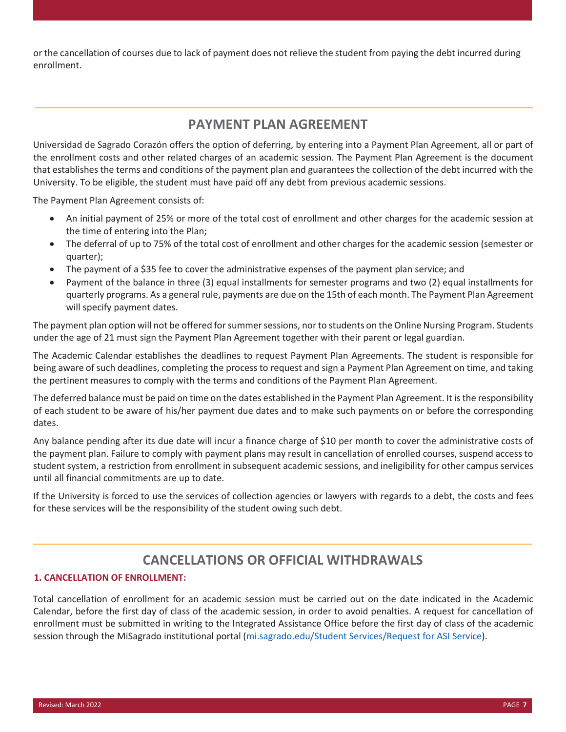or the cancellation of courses due to lack of payment does not relieve the student from paying the debt incurred during enrollment.

## PAYMENT PLAN AGREEMENT

Universidad de Sagrado Corazón offers the option of deferring, by entering into a Payment Plan Agreement, all or part of the enrollment costs and other related charges of an academic session. The Payment Plan Agreement is the document that establishes the terms and conditions of the payment plan and guarantees the collection of the debt incurred with the University. To be eligible, the student must have paid off any debt from previous academic sessions.

The Payment Plan Agreement consists of:

- An initial payment of 25% or more of the total cost of enrollment and other charges for the academic session at the time of entering into the Plan;
- The deferral of up to 75% of the total cost of enrollment and other charges for the academic session (semester or quarter);
- The payment of a $35 fee to cover the administrative expenses of the payment plan service; and
- Payment of the balance in three (3) equal installments for semester programs and two (2) equal installments for quarterly programs. As a general rule, payments are due on the 15th of each month. The Payment Plan Agreement will specify payment dates.

The payment plan option will not be offered for summer sessions, nor to students on the Online Nursing Program. Students under the age of 21 must sign the Payment Plan Agreement together with their parent or legal guardian.

The Academic Calendar establishes the deadlines to request Payment Plan Agreements. The student is responsible for being aware of such deadlines, completing the process to request and sign a Payment Plan Agreement on time, and taking the pertinent measures to comply with the terms and conditions of the Payment Plan Agreement.

The deferred balance must be paid on time on the dates established in the Payment Plan Agreement. It is the responsibility of each student to be aware of his/her payment due dates and to make such payments on or before the corresponding dates.

Any balance pending after its due date will incur a finance charge of $10 per month to cover the administrative costs of the payment plan. Failure to comply with payment plans may result in cancellation of enrolled courses, suspend access to student system, a restriction from enrollment in subsequent academic sessions, and ineligibility for other campus services until all financial commitments are up to date.

If the University is forced to use the services of collection agencies or lawyers with regards to a debt, the costs and fees for these services will be the responsibility of the student owing such debt.

## CANCELLATIONS OR OFFICIAL WITHDRAWALS

### 1. CANCELLATION OF ENROLLMENT:

Total cancellation of enrollment for an academic session must be carried out on the date indicated in the Academic Calendar, before the first day of class of the academic session, in order to avoid penalties. A request for cancellation of enrollment must be submitted in writing to the Integrated Assistance Office before the first day of class of the academic session through the MiSagrado institutional portal (mi.sagrado.edu/Student Services/Request for ASI Service).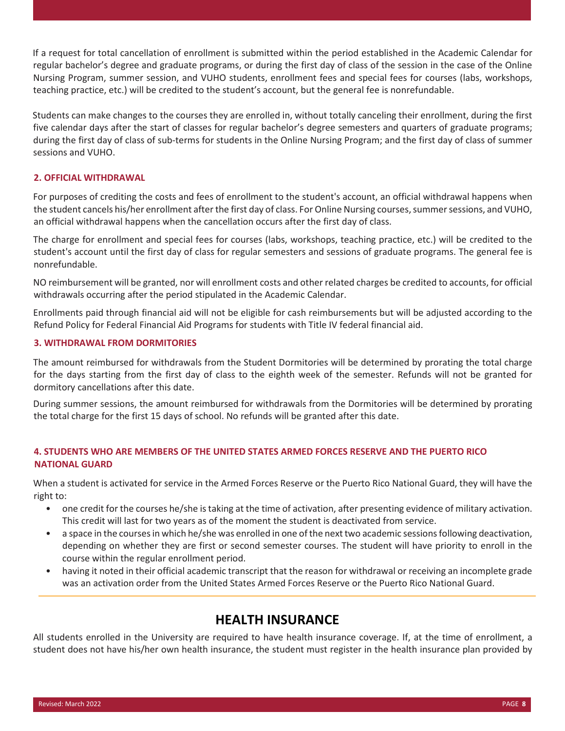If a request for total cancellation of enrollment is submitted within the period established in the Academic Calendar for regular bachelor's degree and graduate programs, or during the first day of class of the session in the case of the Online Nursing Program, summer session, and VUHO students, enrollment fees and special fees for courses (labs, workshops, teaching practice, etc.) will be credited to the student's account, but the general fee is nonrefundable.

Students can make changes to the courses they are enrolled in, without totally canceling their enrollment, during the first five calendar days after the start of classes for regular bachelor's degree semesters and quarters of graduate programs; during the first day of class of sub-terms for students in the Online Nursing Program; and the first day of class of summer sessions and VUHO.

### 2. OFFICIAL WITHDRAWAL

For purposes of crediting the costs and fees of enrollment to the student's account, an official withdrawal happens when the student cancels his/her enrollment after the first day of class. For Online Nursing courses, summer sessions, and VUHO, an official withdrawal happens when the cancellation occurs after the first day of class.

The charge for enrollment and special fees for courses (labs, workshops, teaching practice, etc.) will be credited to the student's account until the first day of class for regular semesters and sessions of graduate programs. The general fee is nonrefundable.

NO reimbursement will be granted, nor will enrollment costs and other related charges be credited to accounts, for official withdrawals occurring after the period stipulated in the Academic Calendar.

Enrollments paid through financial aid will not be eligible for cash reimbursements but will be adjusted according to the Refund Policy for Federal Financial Aid Programs for students with Title IV federal financial aid.

### 3. WITHDRAWAL FROM DORMITORIES

The amount reimbursed for withdrawals from the Student Dormitories will be determined by prorating the total charge for the days starting from the first day of class to the eighth week of the semester. Refunds will not be granted for dormitory cancellations after this date.

During summer sessions, the amount reimbursed for withdrawals from the Dormitories will be determined by prorating the total charge for the first 15 days of school. No refunds will be granted after this date.

### 4. STUDENTS WHO ARE MEMBERS OF THE UNITED STATES ARMED FORCES RESERVE AND THE PUERTO RICO NATIONAL GUARD

When a student is activated for service in the Armed Forces Reserve or the Puerto Rico National Guard, they will have the right to:

- one credit for the courses he/she is taking at the time of activation, after presenting evidence of military activation. This credit will last for two years as of the moment the student is deactivated from service.
- a space in the courses in which he/she was enrolled in one of the next two academic sessions following deactivation, depending on whether they are first or second semester courses. The student will have priority to enroll in the course within the regular enrollment period.
- having it noted in their official academic transcript that the reason for withdrawal or receiving an incomplete grade was an activation order from the United States Armed Forces Reserve or the Puerto Rico National Guard.

## HEALTH INSURANCE

All students enrolled in the University are required to have health insurance coverage. If, at the time of enrollment, a student does not have his/her own health insurance, the student must register in the health insurance plan provided by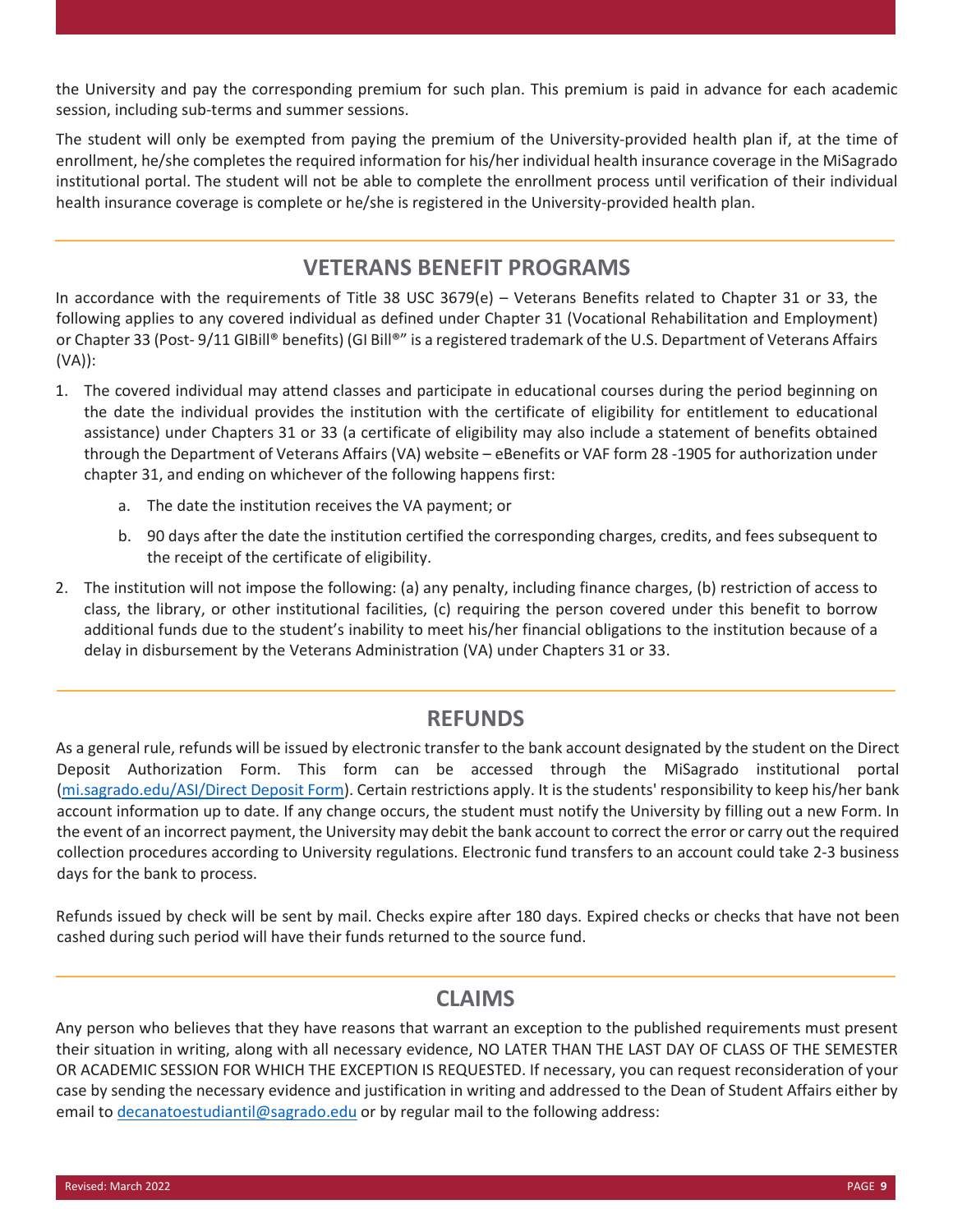the University and pay the corresponding premium for such plan. This premium is paid in advance for each academic session, including sub-terms and summer sessions.

The student will only be exempted from paying the premium of the University-provided health plan if, at the time of enrollment, he/she completes the required information for his/her individual health insurance coverage in the MiSagrado institutional portal. The student will not be able to complete the enrollment process until verification of their individual health insurance coverage is complete or he/she is registered in the University-provided health plan.

## VETERANS BENEFIT PROGRAMS

In accordance with the requirements of Title 38 USC 3679(e) – Veterans Benefits related to Chapter 31 or 33, the following applies to any covered individual as defined under Chapter 31 (Vocational Rehabilitation and Employment) or Chapter 33 (Post- 9/11 GIBill® benefits) (GI Bill®" is a registered trademark of the U.S. Department of Veterans Affairs (VA)):

1. The covered individual may attend classes and participate in educational courses during the period beginning on the date the individual provides the institution with the certificate of eligibility for entitlement to educational assistance) under Chapters 31 or 33 (a certificate of eligibility may also include a statement of benefits obtained through the Department of Veterans Affairs (VA) website – eBenefits or VAF form 28 -1905 for authorization under chapter 31, and ending on whichever of the following happens first:
   a. The date the institution receives the VA payment; or
   b. 90 days after the date the institution certified the corresponding charges, credits, and fees subsequent to the receipt of the certificate of eligibility.
2. The institution will not impose the following: (a) any penalty, including finance charges, (b) restriction of access to class, the library, or other institutional facilities, (c) requiring the person covered under this benefit to borrow additional funds due to the student's inability to meet his/her financial obligations to the institution because of a delay in disbursement by the Veterans Administration (VA) under Chapters 31 or 33.

## REFUNDS

As a general rule, refunds will be issued by electronic transfer to the bank account designated by the student on the Direct Deposit Authorization Form. This form can be accessed through the MiSagrado institutional portal (mi.sagrado.edu/ASI/Direct Deposit Form). Certain restrictions apply. It is the students' responsibility to keep his/her bank account information up to date. If any change occurs, the student must notify the University by filling out a new Form. In the event of an incorrect payment, the University may debit the bank account to correct the error or carry out the required collection procedures according to University regulations. Electronic fund transfers to an account could take 2-3 business days for the bank to process.

Refunds issued by check will be sent by mail. Checks expire after 180 days. Expired checks or checks that have not been cashed during such period will have their funds returned to the source fund.

## CLAIMS

Any person who believes that they have reasons that warrant an exception to the published requirements must present their situation in writing, along with all necessary evidence, NO LATER THAN THE LAST DAY OF CLASS OF THE SEMESTER OR ACADEMIC SESSION FOR WHICH THE EXCEPTION IS REQUESTED. If necessary, you can request reconsideration of your case by sending the necessary evidence and justification in writing and addressed to the Dean of Student Affairs either by email to decanatoestudiantil@sagrado.edu or by regular mail to the following address: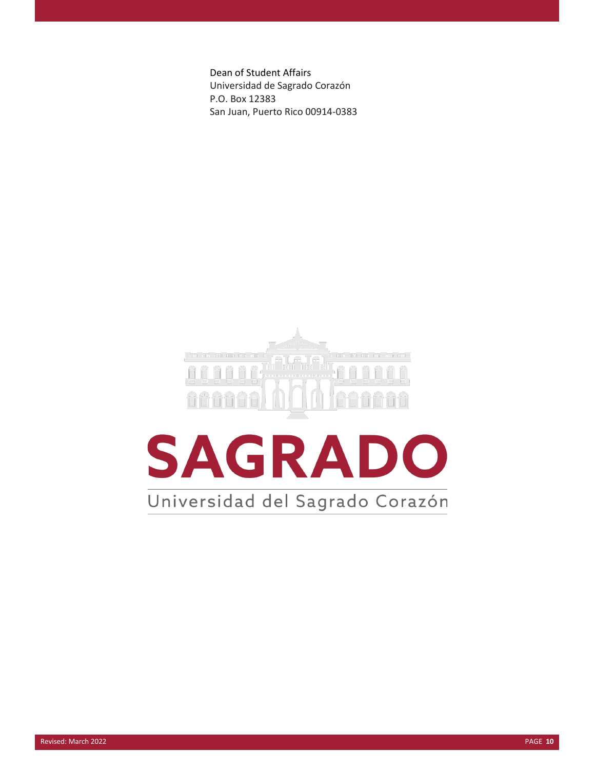Dean of Student Affairs
Universidad de Sagrado Corazón
P.O. Box 12383
San Juan, Puerto Rico 00914-0383

SAGRADO

Universidad del Sagrado Corazón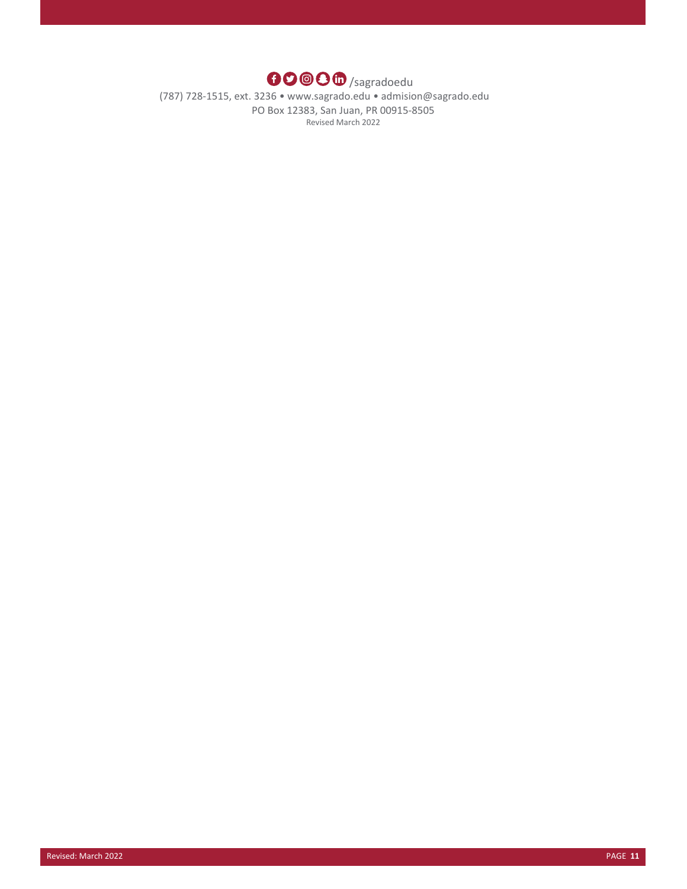/sagradoedu

(787) 728-1515, ext. 3236 • www.sagrado.edu • admision@sagrado.edu

PO Box 12383, San Juan, PR 00915-8505

Revised March 2022